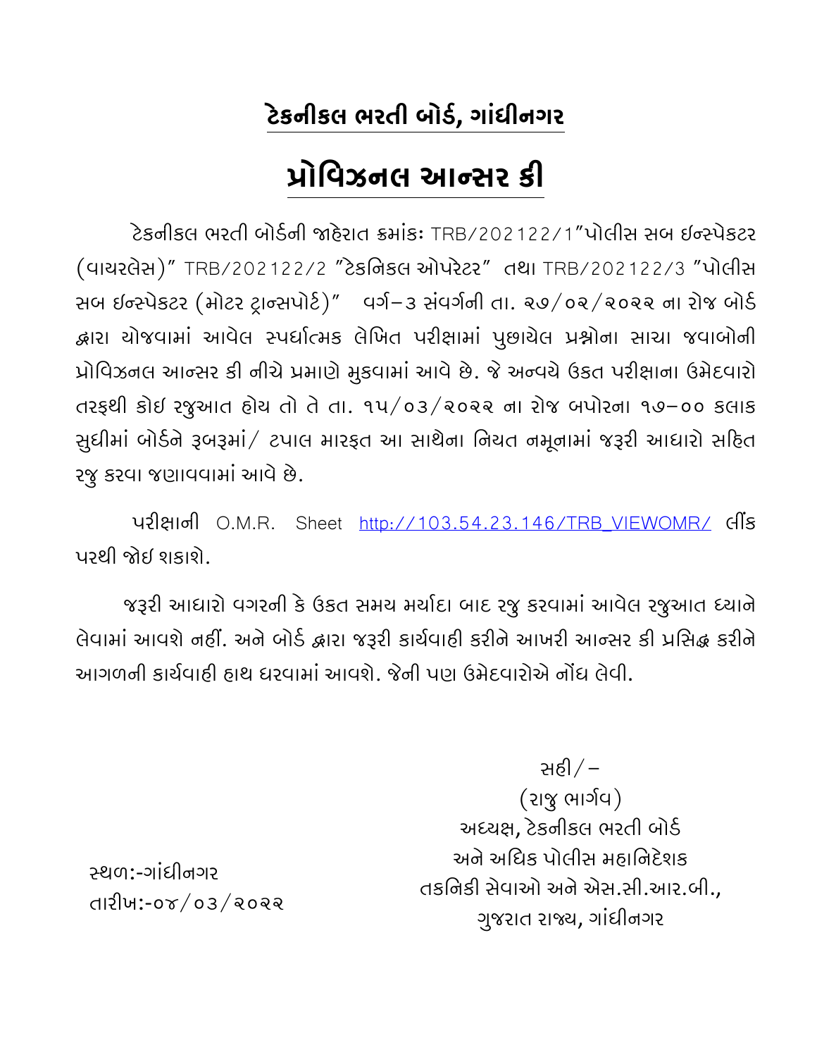# ટેકનીકલ ભરતી બોર્ડ, ગાંધીનગર

# પ્રોવિઝનલ આન્સર કી

ટેકનીકલ ભરતી બોર્ડની જાહેરાત ક્રમાંકઃ TRB/202122/1"પોલીસ સબ ઈન્સ્પેકટર (વાયરલેસ)" TRB/202122/2 "ટેકનિકલ ઓપરેટર" તથા TRB/202122/3 "પોલીસ સબ ઈન્સ્પેકટર (મોટર ટ્રાન્સપોર્ટ)" વર્ગ-૩ સંવર્ગની તા. ૨૭/૦૨/૨૦૨૨ ના રોજ બોર્ડ દ્વારા યોજવામાં આવેલ સ્પર્ધાત્મક લેખિત પરીક્ષામાં પુછાયેલ પ્રશ્નોના સાચા જવાબોની પ્રોવિઝનલ આન્સર કી નીચે પ્રમાણે મુકવામાં આવે છે. જે અન્વયે ઉકત પરીક્ષાના ઉમેદવારો તરફથી કોઈ રજુઆત હોય તો તે તા. ૧૫/૦૩/૨૦૨૨ ના રોજ બપોરના ૧૭-૦૦ કલાક સુધીમાં બોર્ડને રૂબરૂમાં/ ટપાલ મારફત આ સાથેના નિયત નમૂનામાં જરૂરી આધારો સહિત રજુ કરવા જણાવવામાં આવે છે.

પરીક્ષાની O.M.R. Sheet http://103.54.23.146/TRB_VIEWOMR/ લીંક પરથી જોઈ શકાશે.

જરૂરી આધારો વગરની કે ઉકત સમય મર્યાદા બાદ રજુ કરવામાં આવેલ રજુઆત ધ્યાને લેવામાં આવશે નહીં. અને બોર્ડ દ્વારા જરૂરી કાર્યવાહી કરીને આખરી આન્સર કી પ્રસિદ્ધ કરીને આગળની કાર્યવાહી હાથ ધરવામાં આવશે. જેની પણ ઉમેદવારોએ નોંધ લેવી.

સહી/-
(રાજુ ભાર્ગવ)
અધ્યક્ષ, ટેકનીકલ ભરતી બોર્ડ
અને અધિક પોલીસ મહાનિદેશક
તકનિકી સેવાઓ અને એસ.સી.આર.બી.,
ગુજરાત રાજ્ય, ગાંધીનગર

સ્થળ:-ગાંધીનગર
તારીખ:-૦૪/૦૩/૨૦૨૨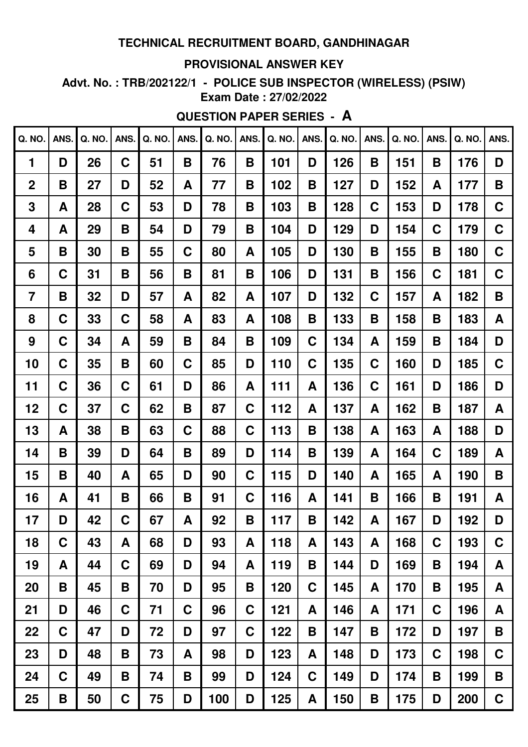**TECHNICAL RECRUITMENT BOARD, GANDHINAGAR**

**PROVISIONAL ANSWER KEY**

**Advt. No. : TRB/202122/1 - POLICE SUB INSPECTOR (WIRELESS) (PSIW)**
**Exam Date : 27/02/2022**

**QUESTION PAPER SERIES - A**

| Q. NO. | ANS. | Q. NO. | ANS. | Q. NO. | ANS. | Q. NO. | ANS. | Q. NO. | ANS. | Q. NO. | ANS. | Q. NO. | ANS. | Q. NO. | ANS. |
|---|---|---|---|---|---|---|---|---|---|---|---|---|---|---|---|
| 1 | D | 26 | C | 51 | B | 76 | B | 101 | D | 126 | B | 151 | B | 176 | D |
| 2 | B | 27 | D | 52 | A | 77 | B | 102 | B | 127 | D | 152 | A | 177 | B |
| 3 | A | 28 | C | 53 | D | 78 | B | 103 | B | 128 | C | 153 | D | 178 | C |
| 4 | A | 29 | B | 54 | D | 79 | B | 104 | D | 129 | D | 154 | C | 179 | C |
| 5 | B | 30 | B | 55 | C | 80 | A | 105 | D | 130 | B | 155 | B | 180 | C |
| 6 | C | 31 | B | 56 | B | 81 | B | 106 | D | 131 | B | 156 | C | 181 | C |
| 7 | B | 32 | D | 57 | A | 82 | A | 107 | D | 132 | C | 157 | A | 182 | B |
| 8 | C | 33 | C | 58 | A | 83 | A | 108 | B | 133 | B | 158 | B | 183 | A |
| 9 | C | 34 | A | 59 | B | 84 | B | 109 | C | 134 | A | 159 | B | 184 | D |
| 10 | C | 35 | B | 60 | C | 85 | D | 110 | C | 135 | C | 160 | D | 185 | C |
| 11 | C | 36 | C | 61 | D | 86 | A | 111 | A | 136 | C | 161 | D | 186 | D |
| 12 | C | 37 | C | 62 | B | 87 | C | 112 | A | 137 | A | 162 | B | 187 | A |
| 13 | A | 38 | B | 63 | C | 88 | C | 113 | B | 138 | A | 163 | A | 188 | D |
| 14 | B | 39 | D | 64 | B | 89 | D | 114 | B | 139 | A | 164 | C | 189 | A |
| 15 | B | 40 | A | 65 | D | 90 | C | 115 | D | 140 | A | 165 | A | 190 | B |
| 16 | A | 41 | B | 66 | B | 91 | C | 116 | A | 141 | B | 166 | B | 191 | A |
| 17 | D | 42 | C | 67 | A | 92 | B | 117 | B | 142 | A | 167 | D | 192 | D |
| 18 | C | 43 | A | 68 | D | 93 | A | 118 | A | 143 | A | 168 | C | 193 | C |
| 19 | A | 44 | C | 69 | D | 94 | A | 119 | B | 144 | D | 169 | B | 194 | A |
| 20 | B | 45 | B | 70 | D | 95 | B | 120 | C | 145 | A | 170 | B | 195 | A |
| 21 | D | 46 | C | 71 | C | 96 | C | 121 | A | 146 | A | 171 | C | 196 | A |
| 22 | C | 47 | D | 72 | D | 97 | C | 122 | B | 147 | B | 172 | D | 197 | B |
| 23 | D | 48 | B | 73 | A | 98 | D | 123 | A | 148 | D | 173 | C | 198 | C |
| 24 | C | 49 | B | 74 | B | 99 | D | 124 | C | 149 | D | 174 | B | 199 | B |
| 25 | B | 50 | C | 75 | D | 100 | D | 125 | A | 150 | B | 175 | D | 200 | C |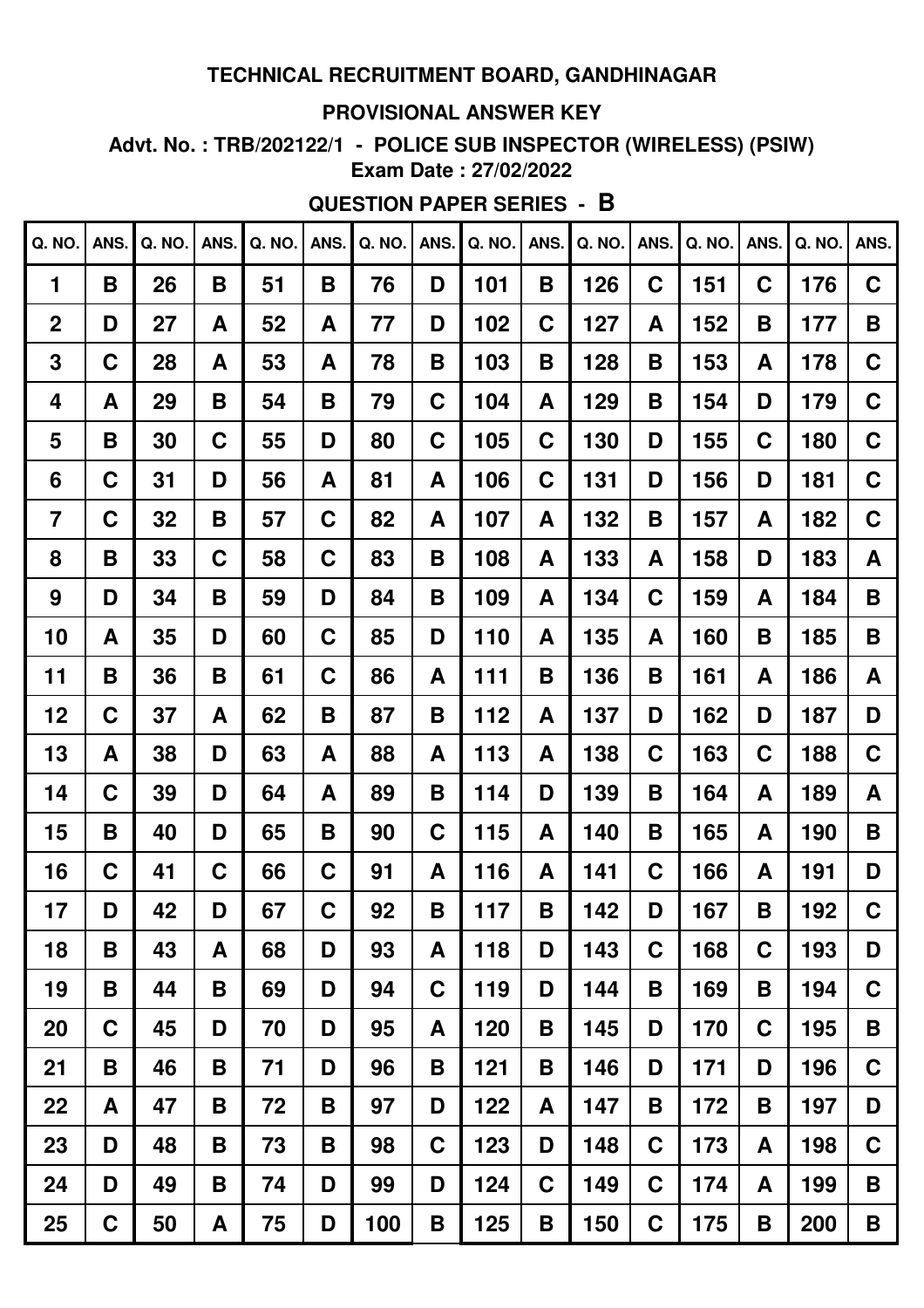**TECHNICAL RECRUITMENT BOARD, GANDHINAGAR**

**PROVISIONAL ANSWER KEY**

**Advt. No. : TRB/202122/1 - POLICE SUB INSPECTOR (WIRELESS) (PSIW)**

**Exam Date : 27/02/2022**

**QUESTION PAPER SERIES - B**

| Q. NO. | ANS. | Q. NO. | ANS. | Q. NO. | ANS. | Q. NO. | ANS. | Q. NO. | ANS. | Q. NO. | ANS. | Q. NO. | ANS. | Q. NO. | ANS. |
|---|---|---|---|---|---|---|---|---|---|---|---|---|---|---|---|
| 1 | B | 26 | B | 51 | B | 76 | D | 101 | B | 126 | C | 151 | C | 176 | C |
| 2 | D | 27 | A | 52 | A | 77 | D | 102 | C | 127 | A | 152 | B | 177 | B |
| 3 | C | 28 | A | 53 | A | 78 | B | 103 | B | 128 | B | 153 | A | 178 | C |
| 4 | A | 29 | B | 54 | B | 79 | C | 104 | A | 129 | B | 154 | D | 179 | C |
| 5 | B | 30 | C | 55 | D | 80 | C | 105 | C | 130 | D | 155 | C | 180 | C |
| 6 | C | 31 | D | 56 | A | 81 | A | 106 | C | 131 | D | 156 | D | 181 | C |
| 7 | C | 32 | B | 57 | C | 82 | A | 107 | A | 132 | B | 157 | A | 182 | C |
| 8 | B | 33 | C | 58 | C | 83 | B | 108 | A | 133 | A | 158 | D | 183 | A |
| 9 | D | 34 | B | 59 | D | 84 | B | 109 | A | 134 | C | 159 | A | 184 | B |
| 10 | A | 35 | D | 60 | C | 85 | D | 110 | A | 135 | A | 160 | B | 185 | B |
| 11 | B | 36 | B | 61 | C | 86 | A | 111 | B | 136 | B | 161 | A | 186 | A |
| 12 | C | 37 | A | 62 | B | 87 | B | 112 | A | 137 | D | 162 | D | 187 | D |
| 13 | A | 38 | D | 63 | A | 88 | A | 113 | A | 138 | C | 163 | C | 188 | C |
| 14 | C | 39 | D | 64 | A | 89 | B | 114 | D | 139 | B | 164 | A | 189 | A |
| 15 | B | 40 | D | 65 | B | 90 | C | 115 | A | 140 | B | 165 | A | 190 | B |
| 16 | C | 41 | C | 66 | C | 91 | A | 116 | A | 141 | C | 166 | A | 191 | D |
| 17 | D | 42 | D | 67 | C | 92 | B | 117 | B | 142 | D | 167 | B | 192 | C |
| 18 | B | 43 | A | 68 | D | 93 | A | 118 | D | 143 | C | 168 | C | 193 | D |
| 19 | B | 44 | B | 69 | D | 94 | C | 119 | D | 144 | B | 169 | B | 194 | C |
| 20 | C | 45 | D | 70 | D | 95 | A | 120 | B | 145 | D | 170 | C | 195 | B |
| 21 | B | 46 | B | 71 | D | 96 | B | 121 | B | 146 | D | 171 | D | 196 | C |
| 22 | A | 47 | B | 72 | B | 97 | D | 122 | A | 147 | B | 172 | B | 197 | D |
| 23 | D | 48 | B | 73 | B | 98 | C | 123 | D | 148 | C | 173 | A | 198 | C |
| 24 | D | 49 | B | 74 | D | 99 | D | 124 | C | 149 | C | 174 | A | 199 | B |
| 25 | C | 50 | A | 75 | D | 100 | B | 125 | B | 150 | C | 175 | B | 200 | B |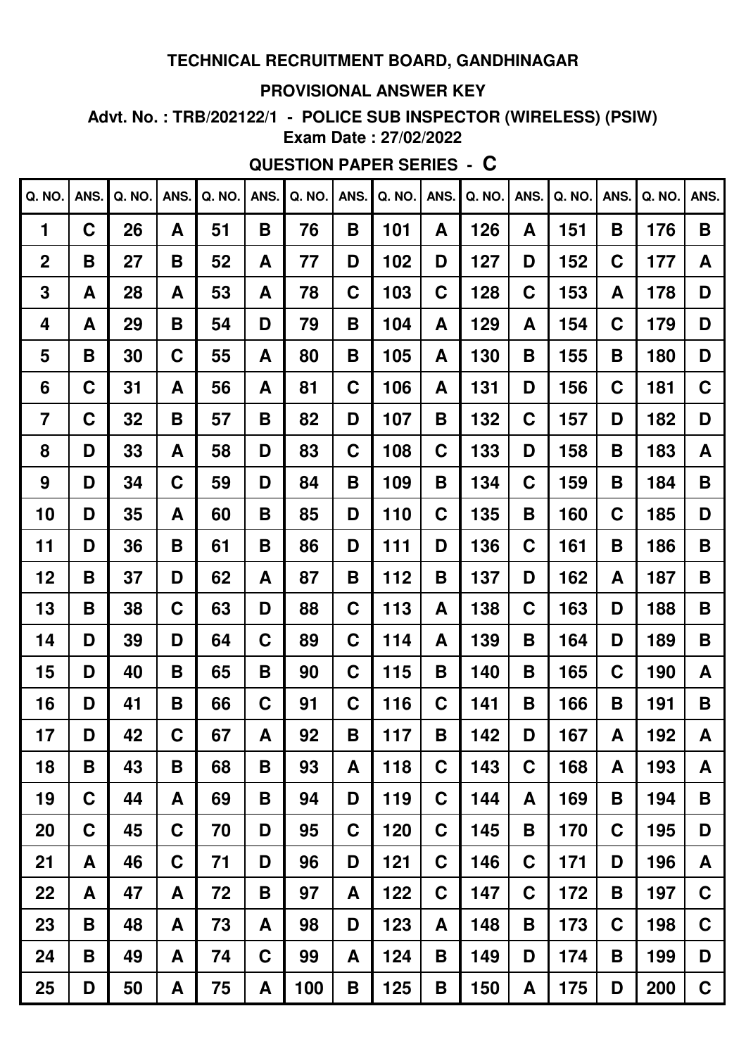# TECHNICAL RECRUITMENT BOARD, GANDHINAGAR

## PROVISIONAL ANSWER KEY

**Advt. No. : TRB/202122/1 - POLICE SUB INSPECTOR (WIRELESS) (PSIW)**

**Exam Date : 27/02/2022**

## QUESTION PAPER SERIES - C

| Q. NO. | ANS. | Q. NO. | ANS. | Q. NO. | ANS. | Q. NO. | ANS. | Q. NO. | ANS. | Q. NO. | ANS. | Q. NO. | ANS. | Q. NO. | ANS. |
|---|---|---|---|---|---|---|---|---|---|---|---|---|---|---|---|
| 1 | C | 26 | A | 51 | B | 76 | B | 101 | A | 126 | A | 151 | B | 176 | B |
| 2 | B | 27 | B | 52 | A | 77 | D | 102 | D | 127 | D | 152 | C | 177 | A |
| 3 | A | 28 | A | 53 | A | 78 | C | 103 | C | 128 | C | 153 | A | 178 | D |
| 4 | A | 29 | B | 54 | D | 79 | B | 104 | A | 129 | A | 154 | C | 179 | D |
| 5 | B | 30 | C | 55 | A | 80 | B | 105 | A | 130 | B | 155 | B | 180 | D |
| 6 | C | 31 | A | 56 | A | 81 | C | 106 | A | 131 | D | 156 | C | 181 | C |
| 7 | C | 32 | B | 57 | B | 82 | D | 107 | B | 132 | C | 157 | D | 182 | D |
| 8 | D | 33 | A | 58 | D | 83 | C | 108 | C | 133 | D | 158 | B | 183 | A |
| 9 | D | 34 | C | 59 | D | 84 | B | 109 | B | 134 | C | 159 | B | 184 | B |
| 10 | D | 35 | A | 60 | B | 85 | D | 110 | C | 135 | B | 160 | C | 185 | D |
| 11 | D | 36 | B | 61 | B | 86 | D | 111 | D | 136 | C | 161 | B | 186 | B |
| 12 | B | 37 | D | 62 | A | 87 | B | 112 | B | 137 | D | 162 | A | 187 | B |
| 13 | B | 38 | C | 63 | D | 88 | C | 113 | A | 138 | C | 163 | D | 188 | B |
| 14 | D | 39 | D | 64 | C | 89 | C | 114 | A | 139 | B | 164 | D | 189 | B |
| 15 | D | 40 | B | 65 | B | 90 | C | 115 | B | 140 | B | 165 | C | 190 | A |
| 16 | D | 41 | B | 66 | C | 91 | C | 116 | C | 141 | B | 166 | B | 191 | B |
| 17 | D | 42 | C | 67 | A | 92 | B | 117 | B | 142 | D | 167 | A | 192 | A |
| 18 | B | 43 | B | 68 | B | 93 | A | 118 | C | 143 | C | 168 | A | 193 | A |
| 19 | C | 44 | A | 69 | B | 94 | D | 119 | C | 144 | A | 169 | B | 194 | B |
| 20 | C | 45 | C | 70 | D | 95 | C | 120 | C | 145 | B | 170 | C | 195 | D |
| 21 | A | 46 | C | 71 | D | 96 | D | 121 | C | 146 | C | 171 | D | 196 | A |
| 22 | A | 47 | A | 72 | B | 97 | A | 122 | C | 147 | C | 172 | B | 197 | C |
| 23 | B | 48 | A | 73 | A | 98 | D | 123 | A | 148 | B | 173 | C | 198 | C |
| 24 | B | 49 | A | 74 | C | 99 | A | 124 | B | 149 | D | 174 | B | 199 | D |
| 25 | D | 50 | A | 75 | A | 100 | B | 125 | B | 150 | A | 175 | D | 200 | C |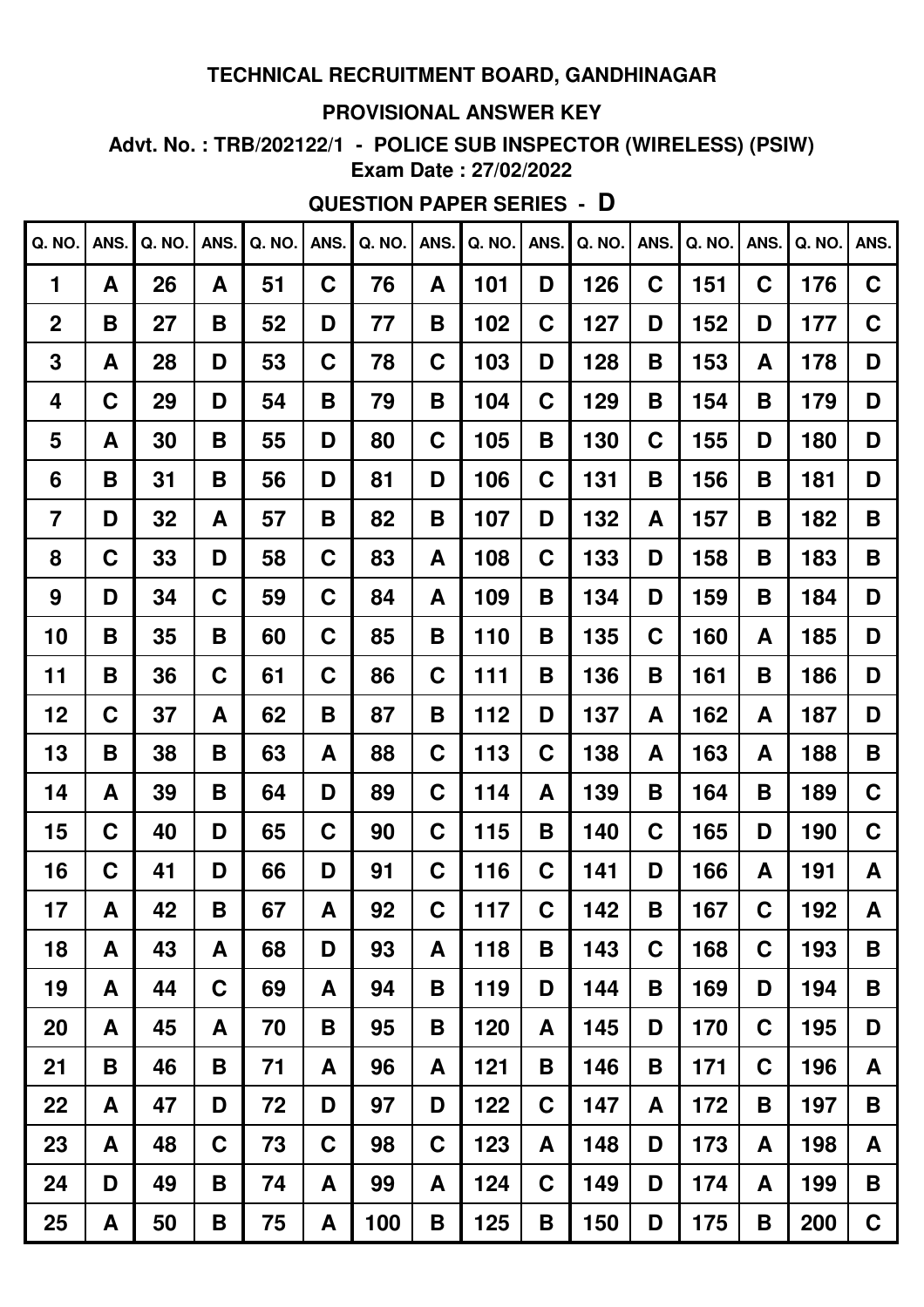# TECHNICAL RECRUITMENT BOARD, GANDHINAGAR

## PROVISIONAL ANSWER KEY

**Advt. No. : TRB/202122/1 - POLICE SUB INSPECTOR (WIRELESS) (PSIW)**

**Exam Date : 27/02/2022**

**QUESTION PAPER SERIES - D**

| Q. NO. | ANS. | Q. NO. | ANS. | Q. NO. | ANS. | Q. NO. | ANS. | Q. NO. | ANS. | Q. NO. | ANS. | Q. NO. | ANS. | Q. NO. | ANS. |
|---|---|---|---|---|---|---|---|---|---|---|---|---|---|---|---|
| 1 | A | 26 | A | 51 | C | 76 | A | 101 | D | 126 | C | 151 | C | 176 | C |
| 2 | B | 27 | B | 52 | D | 77 | B | 102 | C | 127 | D | 152 | D | 177 | C |
| 3 | A | 28 | D | 53 | C | 78 | C | 103 | D | 128 | B | 153 | A | 178 | D |
| 4 | C | 29 | D | 54 | B | 79 | B | 104 | C | 129 | B | 154 | B | 179 | D |
| 5 | A | 30 | B | 55 | D | 80 | C | 105 | B | 130 | C | 155 | D | 180 | D |
| 6 | B | 31 | B | 56 | D | 81 | D | 106 | C | 131 | B | 156 | B | 181 | D |
| 7 | D | 32 | A | 57 | B | 82 | B | 107 | D | 132 | A | 157 | B | 182 | B |
| 8 | C | 33 | D | 58 | C | 83 | A | 108 | C | 133 | D | 158 | B | 183 | B |
| 9 | D | 34 | C | 59 | C | 84 | A | 109 | B | 134 | D | 159 | B | 184 | D |
| 10 | B | 35 | B | 60 | C | 85 | B | 110 | B | 135 | C | 160 | A | 185 | D |
| 11 | B | 36 | C | 61 | C | 86 | C | 111 | B | 136 | B | 161 | B | 186 | D |
| 12 | C | 37 | A | 62 | B | 87 | B | 112 | D | 137 | A | 162 | A | 187 | D |
| 13 | B | 38 | B | 63 | A | 88 | C | 113 | C | 138 | A | 163 | A | 188 | B |
| 14 | A | 39 | B | 64 | D | 89 | C | 114 | A | 139 | B | 164 | B | 189 | C |
| 15 | C | 40 | D | 65 | C | 90 | C | 115 | B | 140 | C | 165 | D | 190 | C |
| 16 | C | 41 | D | 66 | D | 91 | C | 116 | C | 141 | D | 166 | A | 191 | A |
| 17 | A | 42 | B | 67 | A | 92 | C | 117 | C | 142 | B | 167 | C | 192 | A |
| 18 | A | 43 | A | 68 | D | 93 | A | 118 | B | 143 | C | 168 | C | 193 | B |
| 19 | A | 44 | C | 69 | A | 94 | B | 119 | D | 144 | B | 169 | D | 194 | B |
| 20 | A | 45 | A | 70 | B | 95 | B | 120 | A | 145 | D | 170 | C | 195 | D |
| 21 | B | 46 | B | 71 | A | 96 | A | 121 | B | 146 | B | 171 | C | 196 | A |
| 22 | A | 47 | D | 72 | D | 97 | D | 122 | C | 147 | A | 172 | B | 197 | B |
| 23 | A | 48 | C | 73 | C | 98 | C | 123 | A | 148 | D | 173 | A | 198 | A |
| 24 | D | 49 | B | 74 | A | 99 | A | 124 | C | 149 | D | 174 | A | 199 | B |
| 25 | A | 50 | B | 75 | A | 100 | B | 125 | B | 150 | D | 175 | B | 200 | C |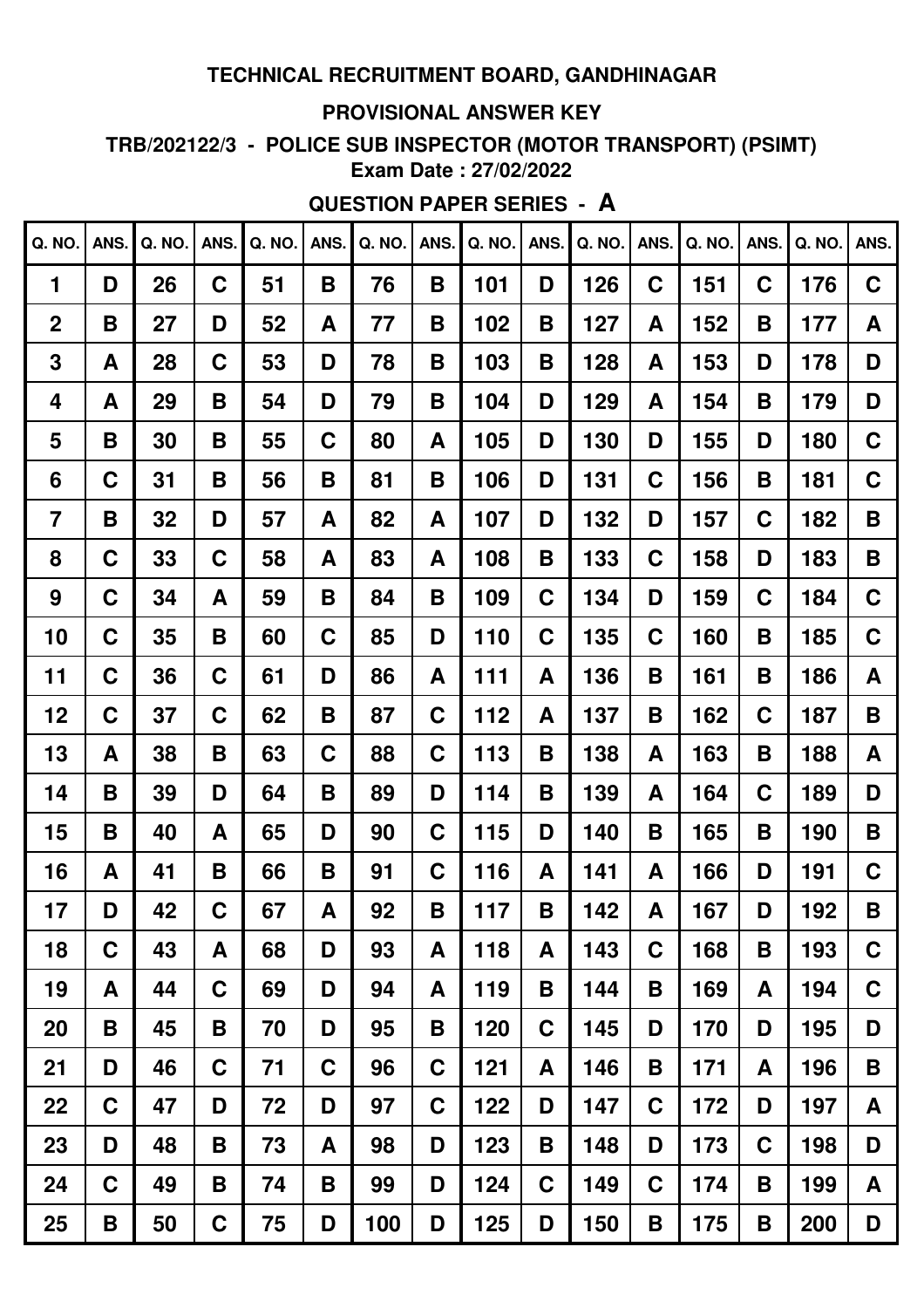**TECHNICAL RECRUITMENT BOARD, GANDHINAGAR**

**PROVISIONAL ANSWER KEY**

**TRB/202122/3 - POLICE SUB INSPECTOR (MOTOR TRANSPORT) (PSIMT)**

**Exam Date : 27/02/2022**

**QUESTION PAPER SERIES - A**

| Q. NO. | ANS. | Q. NO. | ANS. | Q. NO. | ANS. | Q. NO. | ANS. | Q. NO. | ANS. | Q. NO. | ANS. | Q. NO. | ANS. | Q. NO. | ANS. |
|---|---|---|---|---|---|---|---|---|---|---|---|---|---|---|---|
| 1 | D | 26 | C | 51 | B | 76 | B | 101 | D | 126 | C | 151 | C | 176 | C |
| 2 | B | 27 | D | 52 | A | 77 | B | 102 | B | 127 | A | 152 | B | 177 | A |
| 3 | A | 28 | C | 53 | D | 78 | B | 103 | B | 128 | A | 153 | D | 178 | D |
| 4 | A | 29 | B | 54 | D | 79 | B | 104 | D | 129 | A | 154 | B | 179 | D |
| 5 | B | 30 | B | 55 | C | 80 | A | 105 | D | 130 | D | 155 | D | 180 | C |
| 6 | C | 31 | B | 56 | B | 81 | B | 106 | D | 131 | C | 156 | B | 181 | C |
| 7 | B | 32 | D | 57 | A | 82 | A | 107 | D | 132 | D | 157 | C | 182 | B |
| 8 | C | 33 | C | 58 | A | 83 | A | 108 | B | 133 | C | 158 | D | 183 | B |
| 9 | C | 34 | A | 59 | B | 84 | B | 109 | C | 134 | D | 159 | C | 184 | C |
| 10 | C | 35 | B | 60 | C | 85 | D | 110 | C | 135 | C | 160 | B | 185 | C |
| 11 | C | 36 | C | 61 | D | 86 | A | 111 | A | 136 | B | 161 | B | 186 | A |
| 12 | C | 37 | C | 62 | B | 87 | C | 112 | A | 137 | B | 162 | C | 187 | B |
| 13 | A | 38 | B | 63 | C | 88 | C | 113 | B | 138 | A | 163 | B | 188 | A |
| 14 | B | 39 | D | 64 | B | 89 | D | 114 | B | 139 | A | 164 | C | 189 | D |
| 15 | B | 40 | A | 65 | D | 90 | C | 115 | D | 140 | B | 165 | B | 190 | B |
| 16 | A | 41 | B | 66 | B | 91 | C | 116 | A | 141 | A | 166 | D | 191 | C |
| 17 | D | 42 | C | 67 | A | 92 | B | 117 | B | 142 | A | 167 | D | 192 | B |
| 18 | C | 43 | A | 68 | D | 93 | A | 118 | A | 143 | C | 168 | B | 193 | C |
| 19 | A | 44 | C | 69 | D | 94 | A | 119 | B | 144 | B | 169 | A | 194 | C |
| 20 | B | 45 | B | 70 | D | 95 | B | 120 | C | 145 | D | 170 | D | 195 | D |
| 21 | D | 46 | C | 71 | C | 96 | C | 121 | A | 146 | B | 171 | A | 196 | B |
| 22 | C | 47 | D | 72 | D | 97 | C | 122 | D | 147 | C | 172 | D | 197 | A |
| 23 | D | 48 | B | 73 | A | 98 | D | 123 | B | 148 | D | 173 | C | 198 | D |
| 24 | C | 49 | B | 74 | B | 99 | D | 124 | C | 149 | C | 174 | B | 199 | A |
| 25 | B | 50 | C | 75 | D | 100 | D | 125 | D | 150 | B | 175 | B | 200 | D |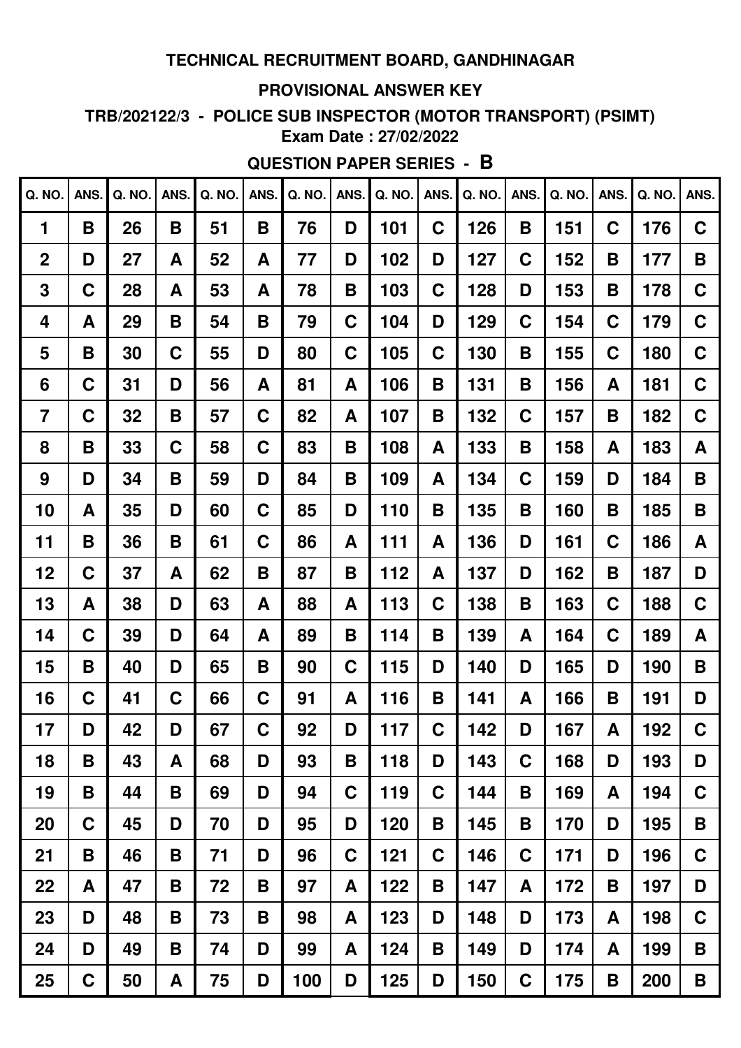**TECHNICAL RECRUITMENT BOARD, GANDHINAGAR**

**PROVISIONAL ANSWER KEY**

**TRB/202122/3 - POLICE SUB INSPECTOR (MOTOR TRANSPORT) (PSIMT)**

**Exam Date : 27/02/2022**

**QUESTION PAPER SERIES - B**

| Q. NO. | ANS. | Q. NO. | ANS. | Q. NO. | ANS. | Q. NO. | ANS. | Q. NO. | ANS. | Q. NO. | ANS. | Q. NO. | ANS. | Q. NO. | ANS. |
|---|---|---|---|---|---|---|---|---|---|---|---|---|---|---|---|
| 1 | B | 26 | B | 51 | B | 76 | D | 101 | C | 126 | B | 151 | C | 176 | C |
| 2 | D | 27 | A | 52 | A | 77 | D | 102 | D | 127 | C | 152 | B | 177 | B |
| 3 | C | 28 | A | 53 | A | 78 | B | 103 | C | 128 | D | 153 | B | 178 | C |
| 4 | A | 29 | B | 54 | B | 79 | C | 104 | D | 129 | C | 154 | C | 179 | C |
| 5 | B | 30 | C | 55 | D | 80 | C | 105 | C | 130 | B | 155 | C | 180 | C |
| 6 | C | 31 | D | 56 | A | 81 | A | 106 | B | 131 | B | 156 | A | 181 | C |
| 7 | C | 32 | B | 57 | C | 82 | A | 107 | B | 132 | C | 157 | B | 182 | C |
| 8 | B | 33 | C | 58 | C | 83 | B | 108 | A | 133 | B | 158 | A | 183 | A |
| 9 | D | 34 | B | 59 | D | 84 | B | 109 | A | 134 | C | 159 | D | 184 | B |
| 10 | A | 35 | D | 60 | C | 85 | D | 110 | B | 135 | B | 160 | B | 185 | B |
| 11 | B | 36 | B | 61 | C | 86 | A | 111 | A | 136 | D | 161 | C | 186 | A |
| 12 | C | 37 | A | 62 | B | 87 | B | 112 | A | 137 | D | 162 | B | 187 | D |
| 13 | A | 38 | D | 63 | A | 88 | A | 113 | C | 138 | B | 163 | C | 188 | C |
| 14 | C | 39 | D | 64 | A | 89 | B | 114 | B | 139 | A | 164 | C | 189 | A |
| 15 | B | 40 | D | 65 | B | 90 | C | 115 | D | 140 | D | 165 | D | 190 | B |
| 16 | C | 41 | C | 66 | C | 91 | A | 116 | B | 141 | A | 166 | B | 191 | D |
| 17 | D | 42 | D | 67 | C | 92 | D | 117 | C | 142 | D | 167 | A | 192 | C |
| 18 | B | 43 | A | 68 | D | 93 | B | 118 | D | 143 | C | 168 | D | 193 | D |
| 19 | B | 44 | B | 69 | D | 94 | C | 119 | C | 144 | B | 169 | A | 194 | C |
| 20 | C | 45 | D | 70 | D | 95 | D | 120 | B | 145 | B | 170 | D | 195 | B |
| 21 | B | 46 | B | 71 | D | 96 | C | 121 | C | 146 | C | 171 | D | 196 | C |
| 22 | A | 47 | B | 72 | B | 97 | A | 122 | B | 147 | A | 172 | B | 197 | D |
| 23 | D | 48 | B | 73 | B | 98 | A | 123 | D | 148 | D | 173 | A | 198 | C |
| 24 | D | 49 | B | 74 | D | 99 | A | 124 | B | 149 | D | 174 | A | 199 | B |
| 25 | C | 50 | A | 75 | D | 100 | D | 125 | D | 150 | C | 175 | B | 200 | B |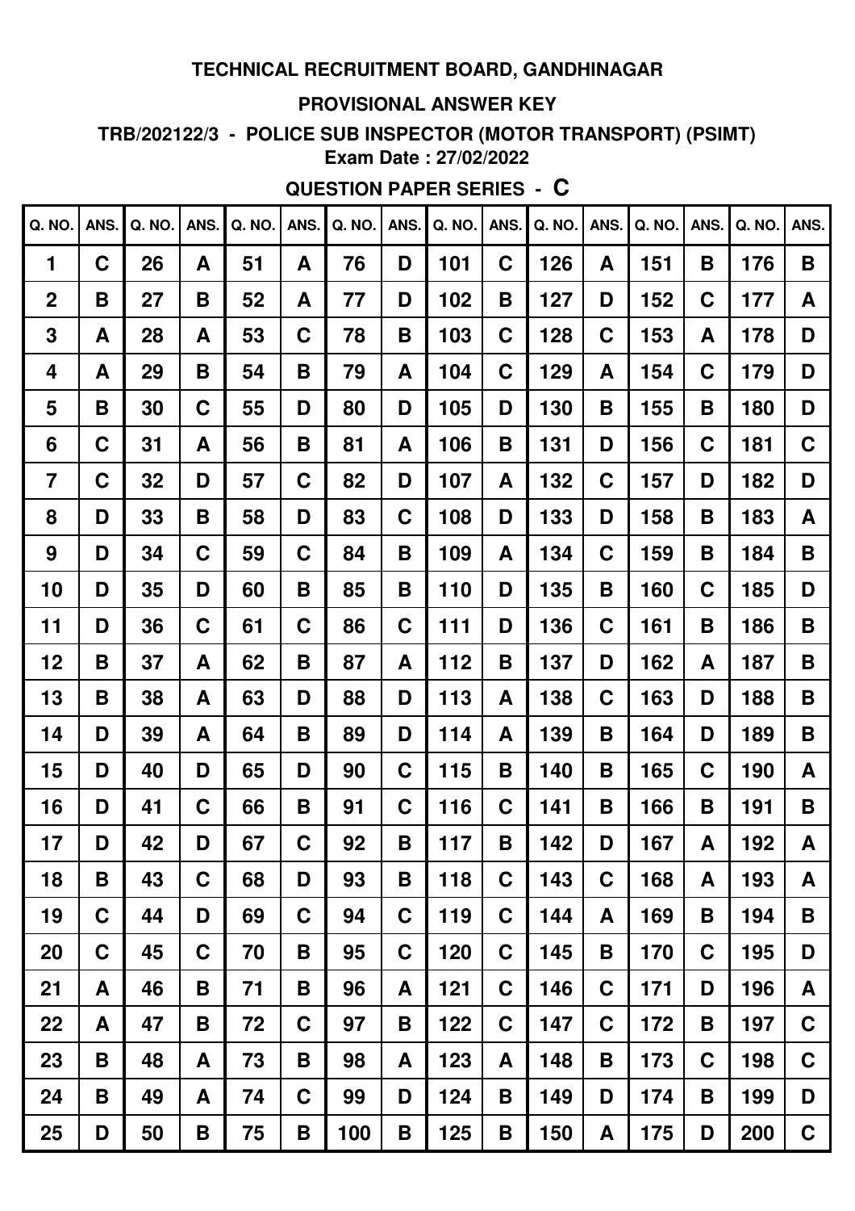# TECHNICAL RECRUITMENT BOARD, GANDHINAGAR

## PROVISIONAL ANSWER KEY

### TRB/202122/3 - POLICE SUB INSPECTOR (MOTOR TRANSPORT) (PSIMT)

**Exam Date : 27/02/2022**

### QUESTION PAPER SERIES - C

| Q. NO. | ANS. | Q. NO. | ANS. | Q. NO. | ANS. | Q. NO. | ANS. | Q. NO. | ANS. | Q. NO. | ANS. | Q. NO. | ANS. | Q. NO. | ANS. |
|---|---|---|---|---|---|---|---|---|---|---|---|---|---|---|---|
| 1 | C | 26 | A | 51 | A | 76 | D | 101 | C | 126 | A | 151 | B | 176 | B |
| 2 | B | 27 | B | 52 | A | 77 | D | 102 | B | 127 | D | 152 | C | 177 | A |
| 3 | A | 28 | A | 53 | C | 78 | B | 103 | C | 128 | C | 153 | A | 178 | D |
| 4 | A | 29 | B | 54 | B | 79 | A | 104 | C | 129 | A | 154 | C | 179 | D |
| 5 | B | 30 | C | 55 | D | 80 | D | 105 | D | 130 | B | 155 | B | 180 | D |
| 6 | C | 31 | A | 56 | B | 81 | A | 106 | B | 131 | D | 156 | C | 181 | C |
| 7 | C | 32 | D | 57 | C | 82 | D | 107 | A | 132 | C | 157 | D | 182 | D |
| 8 | D | 33 | B | 58 | D | 83 | C | 108 | D | 133 | D | 158 | B | 183 | A |
| 9 | D | 34 | C | 59 | C | 84 | B | 109 | A | 134 | C | 159 | B | 184 | B |
| 10 | D | 35 | D | 60 | B | 85 | B | 110 | D | 135 | B | 160 | C | 185 | D |
| 11 | D | 36 | C | 61 | C | 86 | C | 111 | D | 136 | C | 161 | B | 186 | B |
| 12 | B | 37 | A | 62 | B | 87 | A | 112 | B | 137 | D | 162 | A | 187 | B |
| 13 | B | 38 | A | 63 | D | 88 | D | 113 | A | 138 | C | 163 | D | 188 | B |
| 14 | D | 39 | A | 64 | B | 89 | D | 114 | A | 139 | B | 164 | D | 189 | B |
| 15 | D | 40 | D | 65 | D | 90 | C | 115 | B | 140 | B | 165 | C | 190 | A |
| 16 | D | 41 | C | 66 | B | 91 | C | 116 | C | 141 | B | 166 | B | 191 | B |
| 17 | D | 42 | D | 67 | C | 92 | B | 117 | B | 142 | D | 167 | A | 192 | A |
| 18 | B | 43 | C | 68 | D | 93 | B | 118 | C | 143 | C | 168 | A | 193 | A |
| 19 | C | 44 | D | 69 | C | 94 | C | 119 | C | 144 | A | 169 | B | 194 | B |
| 20 | C | 45 | C | 70 | B | 95 | C | 120 | C | 145 | B | 170 | C | 195 | D |
| 21 | A | 46 | B | 71 | B | 96 | A | 121 | C | 146 | C | 171 | D | 196 | A |
| 22 | A | 47 | B | 72 | C | 97 | B | 122 | C | 147 | C | 172 | B | 197 | C |
| 23 | B | 48 | A | 73 | B | 98 | A | 123 | A | 148 | B | 173 | C | 198 | C |
| 24 | B | 49 | A | 74 | C | 99 | D | 124 | B | 149 | D | 174 | B | 199 | D |
| 25 | D | 50 | B | 75 | B | 100 | B | 125 | B | 150 | A | 175 | D | 200 | C |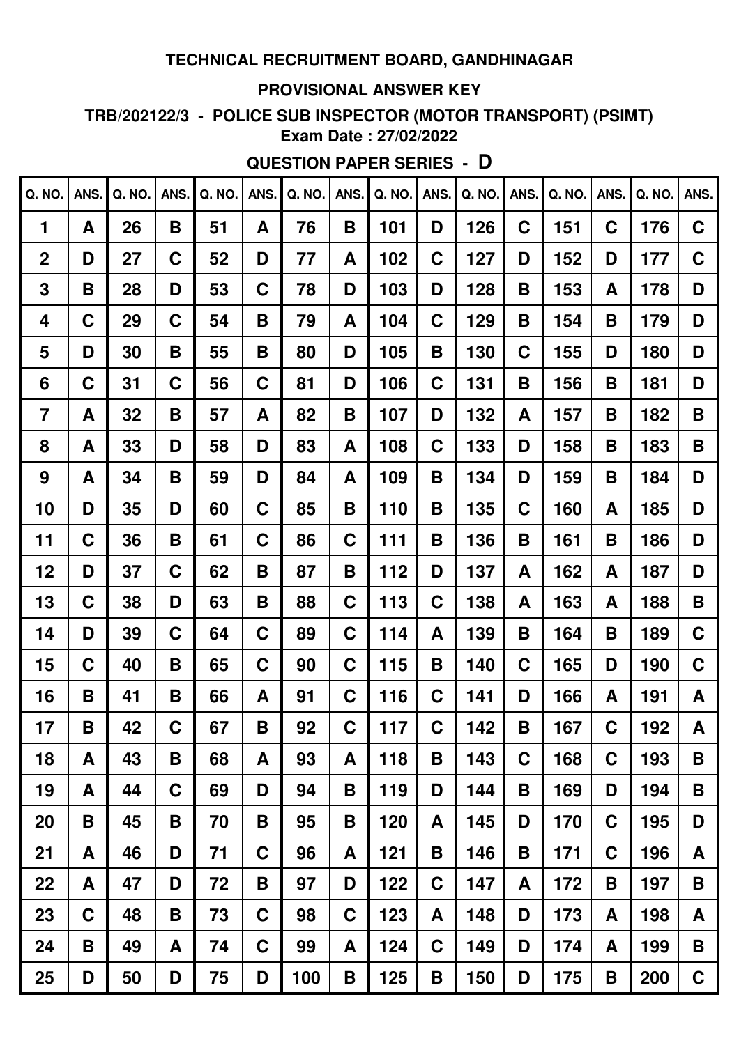**TECHNICAL RECRUITMENT BOARD, GANDHINAGAR**

**PROVISIONAL ANSWER KEY**

**TRB/202122/3 - POLICE SUB INSPECTOR (MOTOR TRANSPORT) (PSIMT)**

**Exam Date : 27/02/2022**

**QUESTION PAPER SERIES - D**

| Q. NO. | ANS. | Q. NO. | ANS. | Q. NO. | ANS. | Q. NO. | ANS. | Q. NO. | ANS. | Q. NO. | ANS. | Q. NO. | ANS. | Q. NO. | ANS. |
|---|---|---|---|---|---|---|---|---|---|---|---|---|---|---|---|
| 1 | A | 26 | B | 51 | A | 76 | B | 101 | D | 126 | C | 151 | C | 176 | C |
| 2 | D | 27 | C | 52 | D | 77 | A | 102 | C | 127 | D | 152 | D | 177 | C |
| 3 | B | 28 | D | 53 | C | 78 | D | 103 | D | 128 | B | 153 | A | 178 | D |
| 4 | C | 29 | C | 54 | B | 79 | A | 104 | C | 129 | B | 154 | B | 179 | D |
| 5 | D | 30 | B | 55 | B | 80 | D | 105 | B | 130 | C | 155 | D | 180 | D |
| 6 | C | 31 | C | 56 | C | 81 | D | 106 | C | 131 | B | 156 | B | 181 | D |
| 7 | A | 32 | B | 57 | A | 82 | B | 107 | D | 132 | A | 157 | B | 182 | B |
| 8 | A | 33 | D | 58 | D | 83 | A | 108 | C | 133 | D | 158 | B | 183 | B |
| 9 | A | 34 | B | 59 | D | 84 | A | 109 | B | 134 | D | 159 | B | 184 | D |
| 10 | D | 35 | D | 60 | C | 85 | B | 110 | B | 135 | C | 160 | A | 185 | D |
| 11 | C | 36 | B | 61 | C | 86 | C | 111 | B | 136 | B | 161 | B | 186 | D |
| 12 | D | 37 | C | 62 | B | 87 | B | 112 | D | 137 | A | 162 | A | 187 | D |
| 13 | C | 38 | D | 63 | B | 88 | C | 113 | C | 138 | A | 163 | A | 188 | B |
| 14 | D | 39 | C | 64 | C | 89 | C | 114 | A | 139 | B | 164 | B | 189 | C |
| 15 | C | 40 | B | 65 | C | 90 | C | 115 | B | 140 | C | 165 | D | 190 | C |
| 16 | B | 41 | B | 66 | A | 91 | C | 116 | C | 141 | D | 166 | A | 191 | A |
| 17 | B | 42 | C | 67 | B | 92 | C | 117 | C | 142 | B | 167 | C | 192 | A |
| 18 | A | 43 | B | 68 | A | 93 | A | 118 | B | 143 | C | 168 | C | 193 | B |
| 19 | A | 44 | C | 69 | D | 94 | B | 119 | D | 144 | B | 169 | D | 194 | B |
| 20 | B | 45 | B | 70 | B | 95 | B | 120 | A | 145 | D | 170 | C | 195 | D |
| 21 | A | 46 | D | 71 | C | 96 | A | 121 | B | 146 | B | 171 | C | 196 | A |
| 22 | A | 47 | D | 72 | B | 97 | D | 122 | C | 147 | A | 172 | B | 197 | B |
| 23 | C | 48 | B | 73 | C | 98 | C | 123 | A | 148 | D | 173 | A | 198 | A |
| 24 | B | 49 | A | 74 | C | 99 | A | 124 | C | 149 | D | 174 | A | 199 | B |
| 25 | D | 50 | D | 75 | D | 100 | B | 125 | B | 150 | D | 175 | B | 200 | C |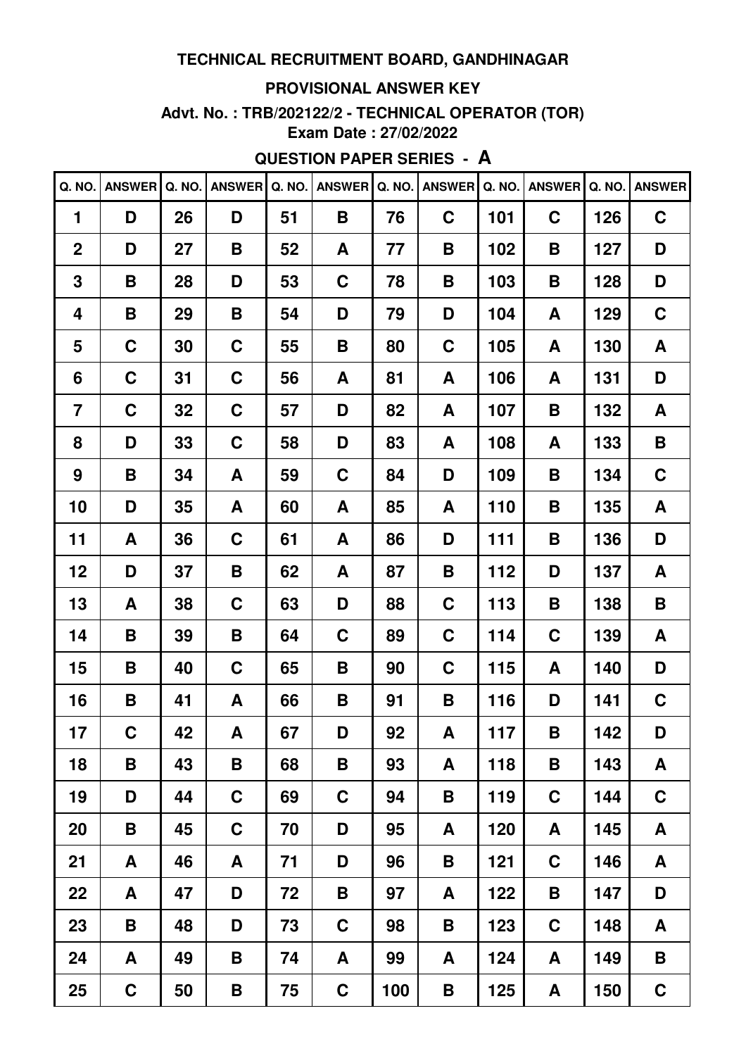**TECHNICAL RECRUITMENT BOARD, GANDHINAGAR**

**PROVISIONAL ANSWER KEY**

**Advt. No. : TRB/202122/2 - TECHNICAL OPERATOR (TOR)**

**Exam Date : 27/02/2022**

**QUESTION PAPER SERIES - A**

| Q. NO. | ANSWER | Q. NO. | ANSWER | Q. NO. | ANSWER | Q. NO. | ANSWER | Q. NO. | ANSWER | Q. NO. | ANSWER |
|---|---|---|---|---|---|---|---|---|---|---|---|
| 1 | D | 26 | D | 51 | B | 76 | C | 101 | C | 126 | C |
| 2 | D | 27 | B | 52 | A | 77 | B | 102 | B | 127 | D |
| 3 | B | 28 | D | 53 | C | 78 | B | 103 | B | 128 | D |
| 4 | B | 29 | B | 54 | D | 79 | D | 104 | A | 129 | C |
| 5 | C | 30 | C | 55 | B | 80 | C | 105 | A | 130 | A |
| 6 | C | 31 | C | 56 | A | 81 | A | 106 | A | 131 | D |
| 7 | C | 32 | C | 57 | D | 82 | A | 107 | B | 132 | A |
| 8 | D | 33 | C | 58 | D | 83 | A | 108 | A | 133 | B |
| 9 | B | 34 | A | 59 | C | 84 | D | 109 | B | 134 | C |
| 10 | D | 35 | A | 60 | A | 85 | A | 110 | B | 135 | A |
| 11 | A | 36 | C | 61 | A | 86 | D | 111 | B | 136 | D |
| 12 | D | 37 | B | 62 | A | 87 | B | 112 | D | 137 | A |
| 13 | A | 38 | C | 63 | D | 88 | C | 113 | B | 138 | B |
| 14 | B | 39 | B | 64 | C | 89 | C | 114 | C | 139 | A |
| 15 | B | 40 | C | 65 | B | 90 | C | 115 | A | 140 | D |
| 16 | B | 41 | A | 66 | B | 91 | B | 116 | D | 141 | C |
| 17 | C | 42 | A | 67 | D | 92 | A | 117 | B | 142 | D |
| 18 | B | 43 | B | 68 | B | 93 | A | 118 | B | 143 | A |
| 19 | D | 44 | C | 69 | C | 94 | B | 119 | C | 144 | C |
| 20 | B | 45 | C | 70 | D | 95 | A | 120 | A | 145 | A |
| 21 | A | 46 | A | 71 | D | 96 | B | 121 | C | 146 | A |
| 22 | A | 47 | D | 72 | B | 97 | A | 122 | B | 147 | D |
| 23 | B | 48 | D | 73 | C | 98 | B | 123 | C | 148 | A |
| 24 | A | 49 | B | 74 | A | 99 | A | 124 | A | 149 | B |
| 25 | C | 50 | B | 75 | C | 100 | B | 125 | A | 150 | C |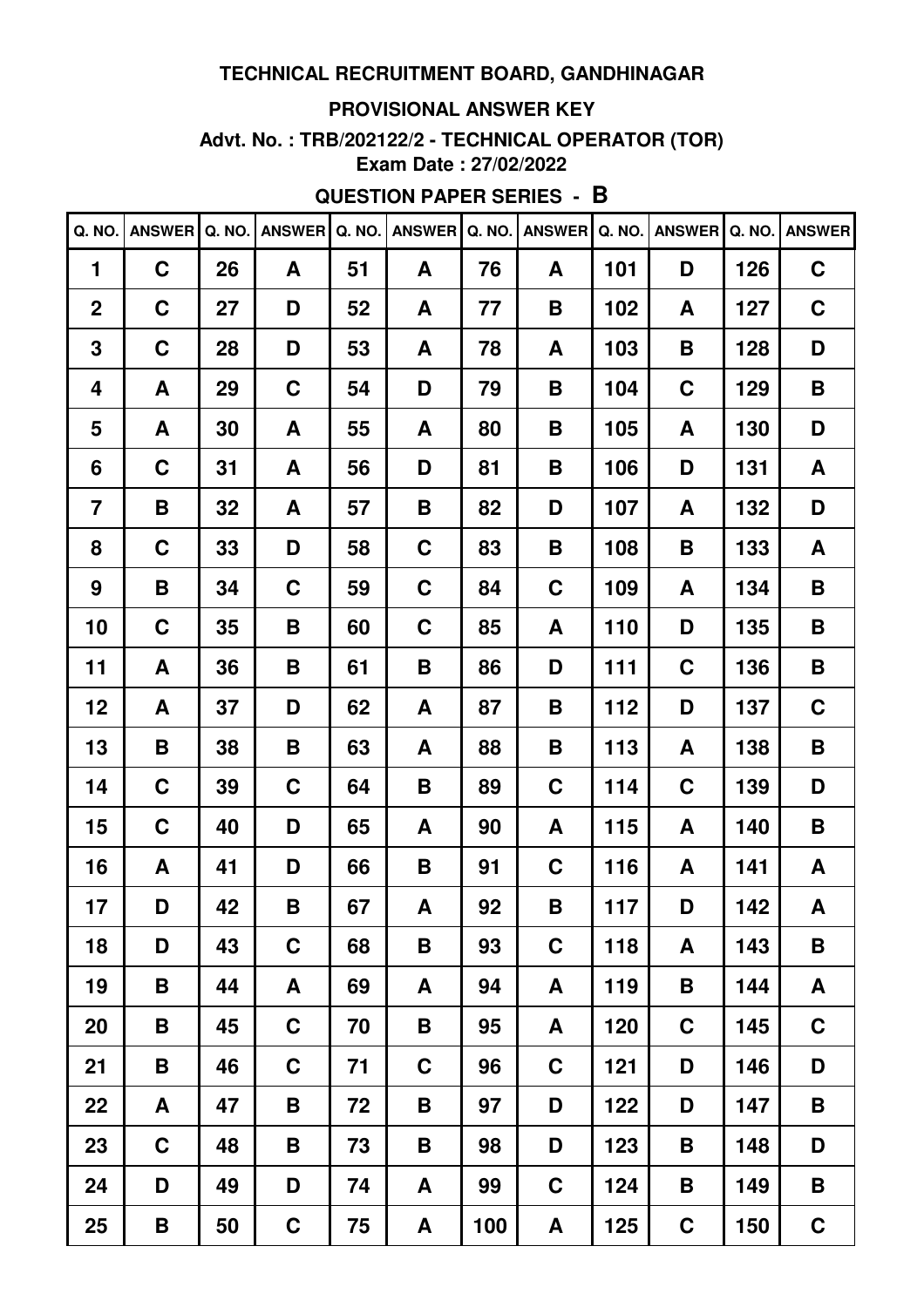# TECHNICAL RECRUITMENT BOARD, GANDHINAGAR

## PROVISIONAL ANSWER KEY

### Advt. No. : TRB/202122/2 - TECHNICAL OPERATOR (TOR)

**Exam Date : 27/02/2022**

### QUESTION PAPER SERIES - B

| Q. NO. | ANSWER | Q. NO. | ANSWER | Q. NO. | ANSWER | Q. NO. | ANSWER | Q. NO. | ANSWER | Q. NO. | ANSWER |
|---|---|---|---|---|---|---|---|---|---|---|---|
| 1 | C | 26 | A | 51 | A | 76 | A | 101 | D | 126 | C |
| 2 | C | 27 | D | 52 | A | 77 | B | 102 | A | 127 | C |
| 3 | C | 28 | D | 53 | A | 78 | A | 103 | B | 128 | D |
| 4 | A | 29 | C | 54 | D | 79 | B | 104 | C | 129 | B |
| 5 | A | 30 | A | 55 | A | 80 | B | 105 | A | 130 | D |
| 6 | C | 31 | A | 56 | D | 81 | B | 106 | D | 131 | A |
| 7 | B | 32 | A | 57 | B | 82 | D | 107 | A | 132 | D |
| 8 | C | 33 | D | 58 | C | 83 | B | 108 | B | 133 | A |
| 9 | B | 34 | C | 59 | C | 84 | C | 109 | A | 134 | B |
| 10 | C | 35 | B | 60 | C | 85 | A | 110 | D | 135 | B |
| 11 | A | 36 | B | 61 | B | 86 | D | 111 | C | 136 | B |
| 12 | A | 37 | D | 62 | A | 87 | B | 112 | D | 137 | C |
| 13 | B | 38 | B | 63 | A | 88 | B | 113 | A | 138 | B |
| 14 | C | 39 | C | 64 | B | 89 | C | 114 | C | 139 | D |
| 15 | C | 40 | D | 65 | A | 90 | A | 115 | A | 140 | B |
| 16 | A | 41 | D | 66 | B | 91 | C | 116 | A | 141 | A |
| 17 | D | 42 | B | 67 | A | 92 | B | 117 | D | 142 | A |
| 18 | D | 43 | C | 68 | B | 93 | C | 118 | A | 143 | B |
| 19 | B | 44 | A | 69 | A | 94 | A | 119 | B | 144 | A |
| 20 | B | 45 | C | 70 | B | 95 | A | 120 | C | 145 | C |
| 21 | B | 46 | C | 71 | C | 96 | C | 121 | D | 146 | D |
| 22 | A | 47 | B | 72 | B | 97 | D | 122 | D | 147 | B |
| 23 | C | 48 | B | 73 | B | 98 | D | 123 | B | 148 | D |
| 24 | D | 49 | D | 74 | A | 99 | C | 124 | B | 149 | B |
| 25 | B | 50 | C | 75 | A | 100 | A | 125 | C | 150 | C |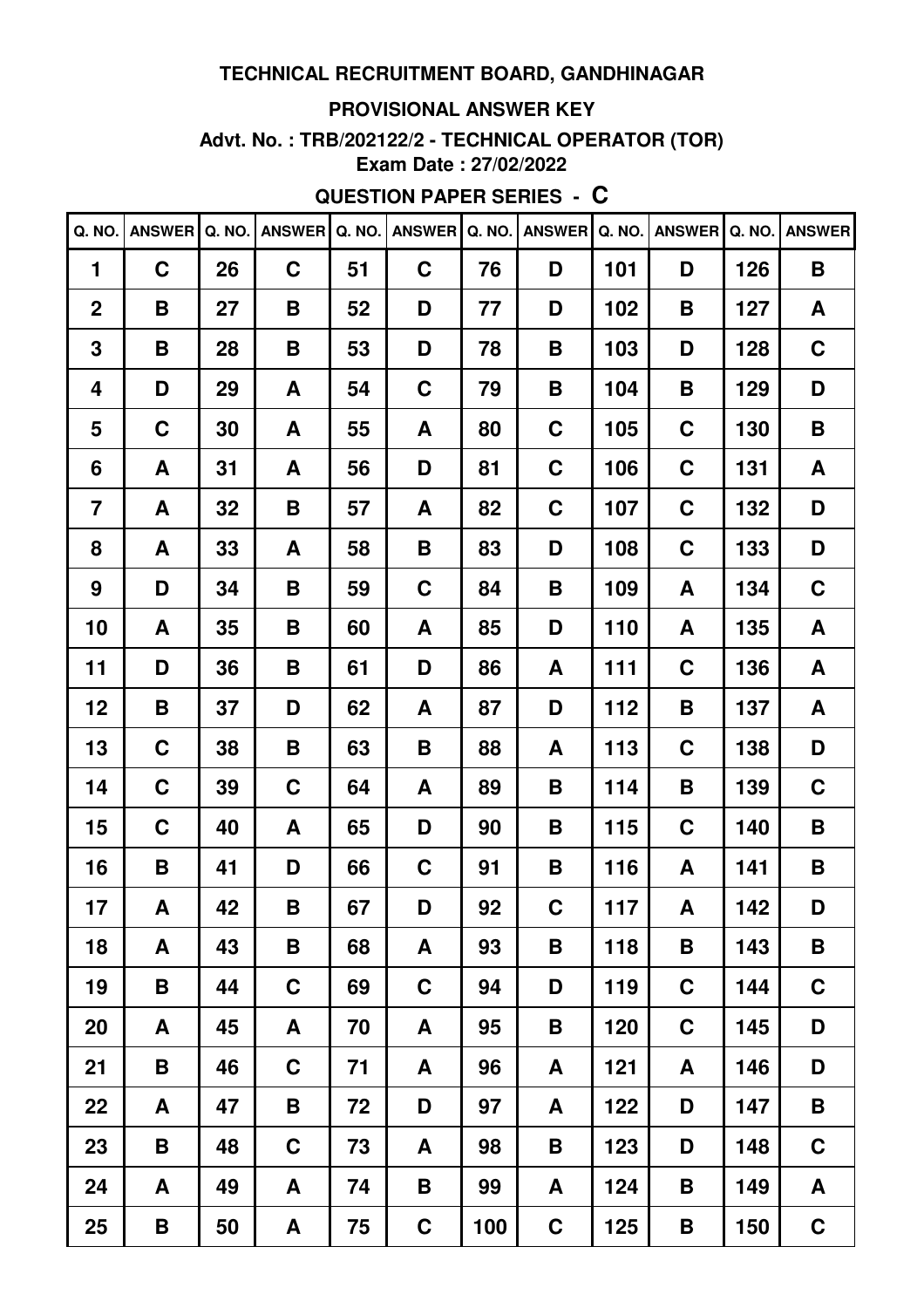# TECHNICAL RECRUITMENT BOARD, GANDHINAGAR

## PROVISIONAL ANSWER KEY

**Advt. No. : TRB/202122/2 - TECHNICAL OPERATOR (TOR)**

**Exam Date : 27/02/2022**

**QUESTION PAPER SERIES - C**

| Q. NO. | ANSWER | Q. NO. | ANSWER | Q. NO. | ANSWER | Q. NO. | ANSWER | Q. NO. | ANSWER | Q. NO. | ANSWER |
|---|---|---|---|---|---|---|---|---|---|---|---|
| 1 | C | 26 | C | 51 | C | 76 | D | 101 | D | 126 | B |
| 2 | B | 27 | B | 52 | D | 77 | D | 102 | B | 127 | A |
| 3 | B | 28 | B | 53 | D | 78 | B | 103 | D | 128 | C |
| 4 | D | 29 | A | 54 | C | 79 | B | 104 | B | 129 | D |
| 5 | C | 30 | A | 55 | A | 80 | C | 105 | C | 130 | B |
| 6 | A | 31 | A | 56 | D | 81 | C | 106 | C | 131 | A |
| 7 | A | 32 | B | 57 | A | 82 | C | 107 | C | 132 | D |
| 8 | A | 33 | A | 58 | B | 83 | D | 108 | C | 133 | D |
| 9 | D | 34 | B | 59 | C | 84 | B | 109 | A | 134 | C |
| 10 | A | 35 | B | 60 | A | 85 | D | 110 | A | 135 | A |
| 11 | D | 36 | B | 61 | D | 86 | A | 111 | C | 136 | A |
| 12 | B | 37 | D | 62 | A | 87 | D | 112 | B | 137 | A |
| 13 | C | 38 | B | 63 | B | 88 | A | 113 | C | 138 | D |
| 14 | C | 39 | C | 64 | A | 89 | B | 114 | B | 139 | C |
| 15 | C | 40 | A | 65 | D | 90 | B | 115 | C | 140 | B |
| 16 | B | 41 | D | 66 | C | 91 | B | 116 | A | 141 | B |
| 17 | A | 42 | B | 67 | D | 92 | C | 117 | A | 142 | D |
| 18 | A | 43 | B | 68 | A | 93 | B | 118 | B | 143 | B |
| 19 | B | 44 | C | 69 | C | 94 | D | 119 | C | 144 | C |
| 20 | A | 45 | A | 70 | A | 95 | B | 120 | C | 145 | D |
| 21 | B | 46 | C | 71 | A | 96 | A | 121 | A | 146 | D |
| 22 | A | 47 | B | 72 | D | 97 | A | 122 | D | 147 | B |
| 23 | B | 48 | C | 73 | A | 98 | B | 123 | D | 148 | C |
| 24 | A | 49 | A | 74 | B | 99 | A | 124 | B | 149 | A |
| 25 | B | 50 | A | 75 | C | 100 | C | 125 | B | 150 | C |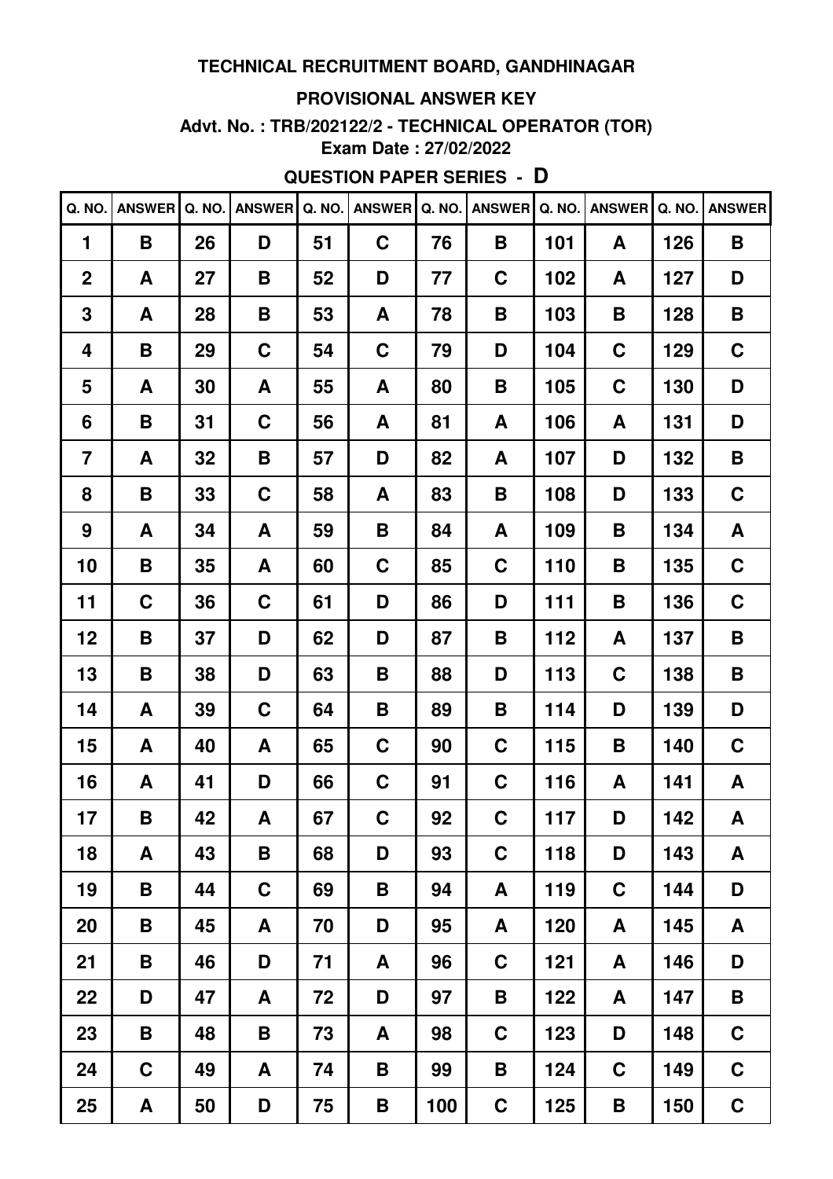**TECHNICAL RECRUITMENT BOARD, GANDHINAGAR**

**PROVISIONAL ANSWER KEY**

**Advt. No. : TRB/202122/2 - TECHNICAL OPERATOR (TOR)**

**Exam Date : 27/02/2022**

**QUESTION PAPER SERIES - D**

| Q. NO. | ANSWER | Q. NO. | ANSWER | Q. NO. | ANSWER | Q. NO. | ANSWER | Q. NO. | ANSWER | Q. NO. | ANSWER |
|---|---|---|---|---|---|---|---|---|---|---|---|
| 1 | B | 26 | D | 51 | C | 76 | B | 101 | A | 126 | B |
| 2 | A | 27 | B | 52 | D | 77 | C | 102 | A | 127 | D |
| 3 | A | 28 | B | 53 | A | 78 | B | 103 | B | 128 | B |
| 4 | B | 29 | C | 54 | C | 79 | D | 104 | C | 129 | C |
| 5 | A | 30 | A | 55 | A | 80 | B | 105 | C | 130 | D |
| 6 | B | 31 | C | 56 | A | 81 | A | 106 | A | 131 | D |
| 7 | A | 32 | B | 57 | D | 82 | A | 107 | D | 132 | B |
| 8 | B | 33 | C | 58 | A | 83 | B | 108 | D | 133 | C |
| 9 | A | 34 | A | 59 | B | 84 | A | 109 | B | 134 | A |
| 10 | B | 35 | A | 60 | C | 85 | C | 110 | B | 135 | C |
| 11 | C | 36 | C | 61 | D | 86 | D | 111 | B | 136 | C |
| 12 | B | 37 | D | 62 | D | 87 | B | 112 | A | 137 | B |
| 13 | B | 38 | D | 63 | B | 88 | D | 113 | C | 138 | B |
| 14 | A | 39 | C | 64 | B | 89 | B | 114 | D | 139 | D |
| 15 | A | 40 | A | 65 | C | 90 | C | 115 | B | 140 | C |
| 16 | A | 41 | D | 66 | C | 91 | C | 116 | A | 141 | A |
| 17 | B | 42 | A | 67 | C | 92 | C | 117 | D | 142 | A |
| 18 | A | 43 | B | 68 | D | 93 | C | 118 | D | 143 | A |
| 19 | B | 44 | C | 69 | B | 94 | A | 119 | C | 144 | D |
| 20 | B | 45 | A | 70 | D | 95 | A | 120 | A | 145 | A |
| 21 | B | 46 | D | 71 | A | 96 | C | 121 | A | 146 | D |
| 22 | D | 47 | A | 72 | D | 97 | B | 122 | A | 147 | B |
| 23 | B | 48 | B | 73 | A | 98 | C | 123 | D | 148 | C |
| 24 | C | 49 | A | 74 | B | 99 | B | 124 | C | 149 | C |
| 25 | A | 50 | D | 75 | B | 100 | C | 125 | B | 150 | C |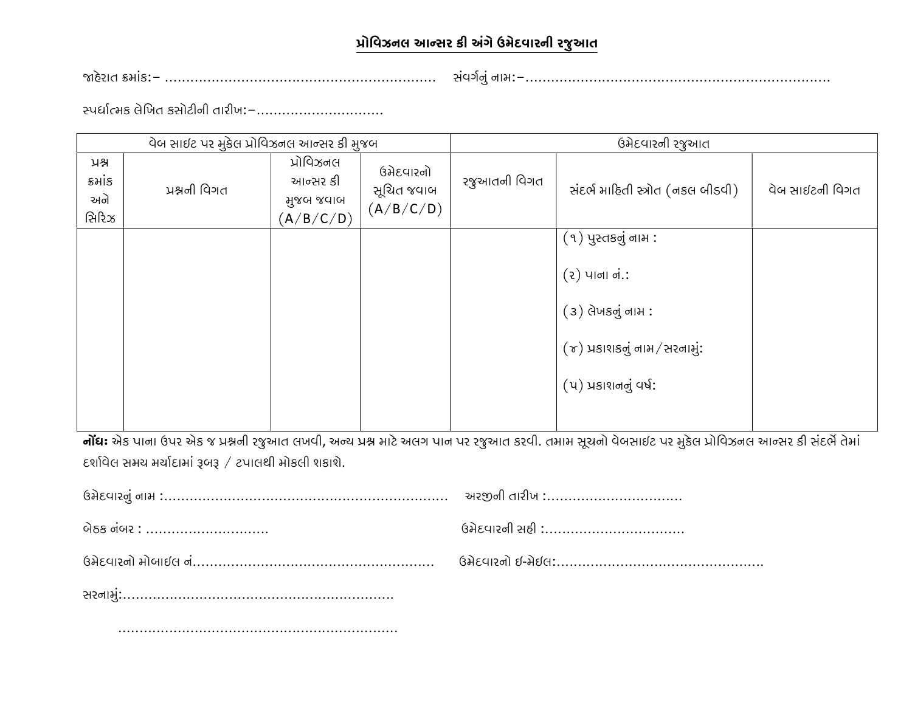# પ્રોવિઝનલ આન્સર કી અંગે ઉમેદવારની રજુઆત

જાહેરાત ક્રમાંક:– ............................................................... સંવર્ગનું નામ:–.......................................................................

સ્પર્ધાત્મક લેખિત કસોટીની તારીખ:–..............................

| વેબ સાઇટ પર મુકેલ પ્રોવિઝનલ આન્સર કી મુજબ | | | | ઉમેદવારની રજુઆત | | |
|---|---|---|---|---|---|---|
| પ્રશ્ન ક્રમાંક અને સિરિઝ | પ્રશ્નની વિગત | પ્રોવિઝનલ આન્સર કી મુજબ જવાબ (A/B/C/D) | ઉમેદવારનો સૂચિત જવાબ (A/B/C/D) | રજુઆતની વિગત | સંદર્ભ માહિતી સ્ત્રોત (નકલ બીડવી) | વેબ સાઇટની વિગત |
| | | | | | (૧) પુસ્તકનું નામ :<br>(૨) પાના નં.:<br>(૩) લેખકનું નામ :<br>(૪) પ્રકાશકનું નામ/સરનામું:<br>(૫) પ્રકાશનનું વર્ષ: | |

**નોંધઃ** એક પાના ઉપર એક જ પ્રશ્નની રજુઆત લખવી, અન્ય પ્રશ્ન માટે અલગ પાન પર રજુઆત કરવી. તમામ સૂચનો વેબસાઇટ પર મુકેલ પ્રોવિઝનલ આન્સર કી સંદર્ભે તેમાં દર્શાવેલ સમય મર્યાદામાં રૂબરૂ / ટપાલથી મોકલી શકાશે.

ઉમેદવારનું નામ :................................................................... અરજીની તારીખ :................................

બેઠક નંબર : ............................ ઉમેદવારની સહી :................................

ઉમેદવારનો મોબાઇલ નં....................................................... ઉમેદવારનો ઈ-મેઈલ:...............................................

સરનામું:...............................................................

..................................................................